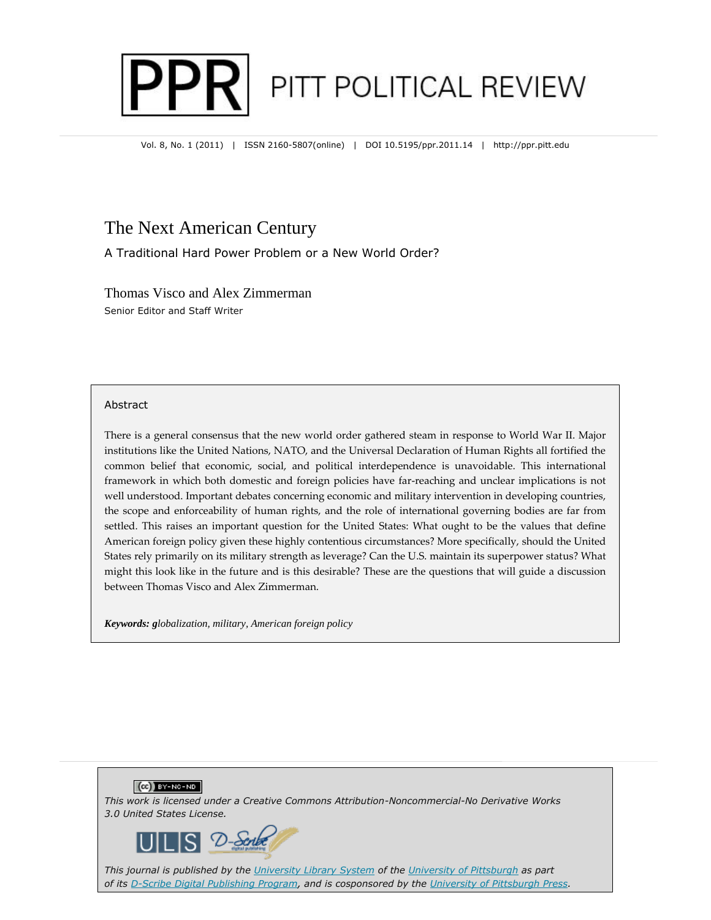# PPR PITT POLITICAL REVIEW

Vol. 8, No. 1 (2011) | ISSN 2160-5807(online) | DOI 10.5195/ppr.2011.14 | http://ppr.pitt.edu

## The Next American Century

### A Traditional Hard Power Problem or a New World Order?

Thomas Visco and Alex Zimmerman

Senior Editor and Staff Writer

**Abstract**

There is a general consensus that the new world order gathered steam in response to World War II. Major institutions like the United Nations, NATO, and the Universal Declaration of Human Rights all fortified the common belief that economic, social, and political interdependence is unavoidable. This international framework in which both domestic and foreign policies have far-reaching and unclear implications is not well understood. Important debates concerning economic and military intervention in developing countries, the scope and enforceability of human rights, and the role of international governing bodies are far from settled. This raises an important question for the United States: What ought to be the values that define American foreign policy given these highly contentious circumstances? More specifically, should the United States rely primarily on its military strength as leverage? Can the U.S. maintain its superpower status? What might this look like in the future and is this desirable? These are the questions that will guide a discussion between Thomas Visco and Alex Zimmerman.

***Keywords:** globalization, military, American foreign policy*

(cc) BY-NC-ND

*This work is licensed under a Creative Commons Attribution-Noncommercial-No Derivative Works 3.0 United States License.*

ULS D-Scribe digital publishing

*This journal is published by the University Library System of the University of Pittsburgh as part of its D-Scribe Digital Publishing Program, and is cosponsored by the University of Pittsburgh Press.*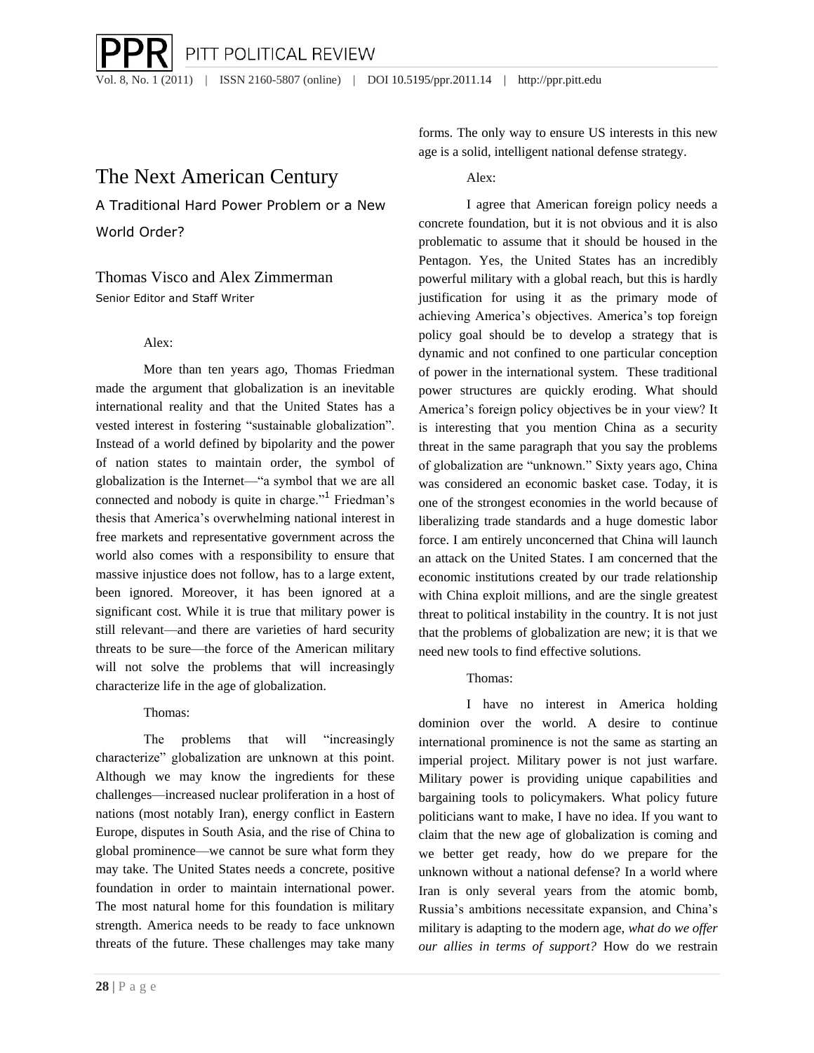# The Next American Century

## A Traditional Hard Power Problem or a New World Order?

Thomas Visco and Alex Zimmerman
Senior Editor and Staff Writer

Alex:

More than ten years ago, Thomas Friedman made the argument that globalization is an inevitable international reality and that the United States has a vested interest in fostering "sustainable globalization". Instead of a world defined by bipolarity and the power of nation states to maintain order, the symbol of globalization is the Internet—"a symbol that we are all connected and nobody is quite in charge."[1] Friedman's thesis that America's overwhelming national interest in free markets and representative government across the world also comes with a responsibility to ensure that massive injustice does not follow, has to a large extent, been ignored. Moreover, it has been ignored at a significant cost. While it is true that military power is still relevant—and there are varieties of hard security threats to be sure—the force of the American military will not solve the problems that will increasingly characterize life in the age of globalization.

Thomas:

The problems that will "increasingly characterize" globalization are unknown at this point. Although we may know the ingredients for these challenges—increased nuclear proliferation in a host of nations (most notably Iran), energy conflict in Eastern Europe, disputes in South Asia, and the rise of China to global prominence—we cannot be sure what form they may take. The United States needs a concrete, positive foundation in order to maintain international power. The most natural home for this foundation is military strength. America needs to be ready to face unknown threats of the future. These challenges may take many forms. The only way to ensure US interests in this new age is a solid, intelligent national defense strategy.

Alex:

I agree that American foreign policy needs a concrete foundation, but it is not obvious and it is also problematic to assume that it should be housed in the Pentagon. Yes, the United States has an incredibly powerful military with a global reach, but this is hardly justification for using it as the primary mode of achieving America's objectives. America's top foreign policy goal should be to develop a strategy that is dynamic and not confined to one particular conception of power in the international system. These traditional power structures are quickly eroding. What should America's foreign policy objectives be in your view? It is interesting that you mention China as a security threat in the same paragraph that you say the problems of globalization are "unknown." Sixty years ago, China was considered an economic basket case. Today, it is one of the strongest economies in the world because of liberalizing trade standards and a huge domestic labor force. I am entirely unconcerned that China will launch an attack on the United States. I am concerned that the economic institutions created by our trade relationship with China exploit millions, and are the single greatest threat to political instability in the country. It is not just that the problems of globalization are new; it is that we need new tools to find effective solutions.

Thomas:

I have no interest in America holding dominion over the world. A desire to continue international prominence is not the same as starting an imperial project. Military power is not just warfare. Military power is providing unique capabilities and bargaining tools to policymakers. What policy future politicians want to make, I have no idea. If you want to claim that the new age of globalization is coming and we better get ready, how do we prepare for the unknown without a national defense? In a world where Iran is only several years from the atomic bomb, Russia's ambitions necessitate expansion, and China's military is adapting to the modern age, *what do we offer our allies in terms of support?* How do we restrain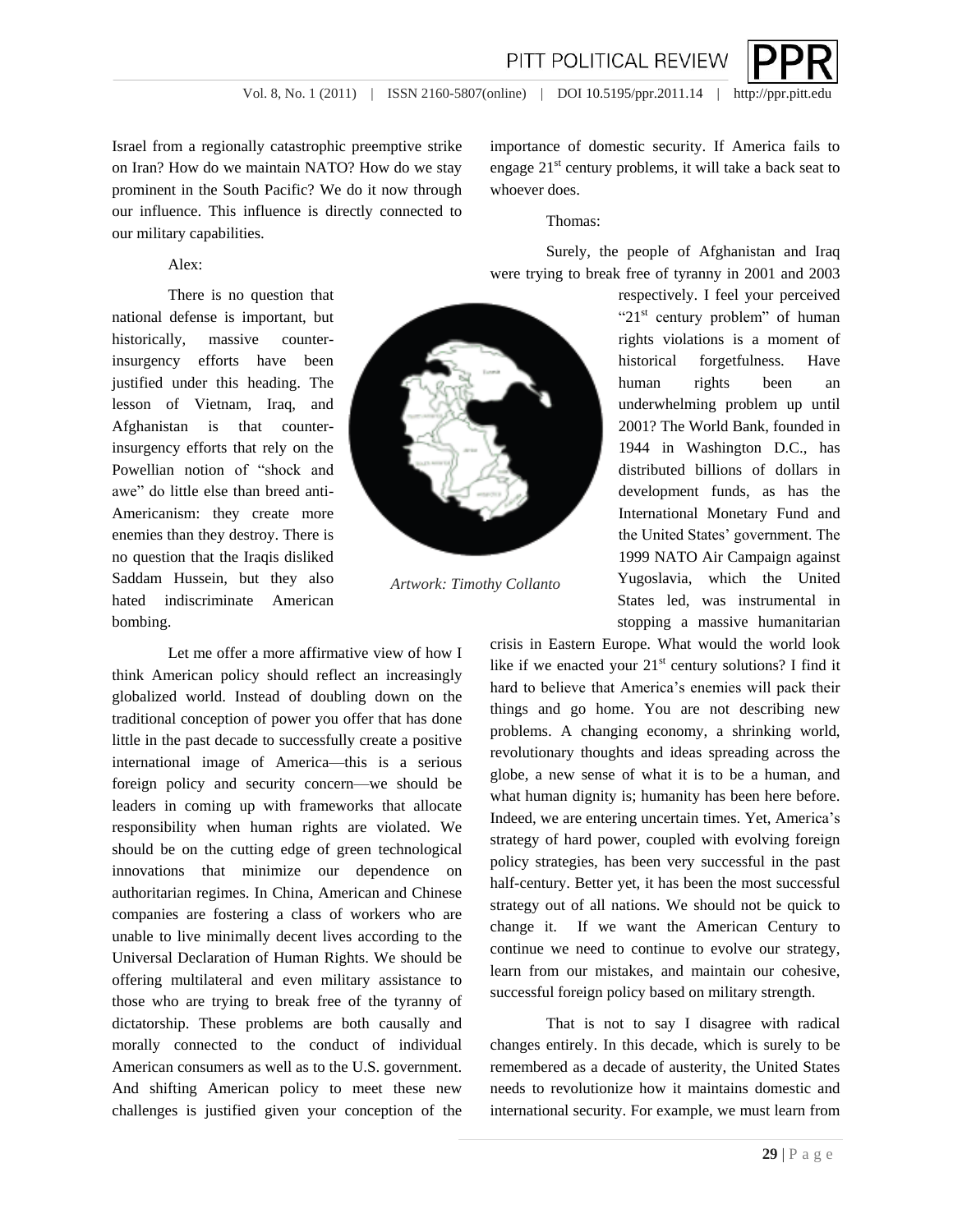Israel from a regionally catastrophic preemptive strike on Iran? How do we maintain NATO? How do we stay prominent in the South Pacific? We do it now through our influence. This influence is directly connected to our military capabilities.

Alex:

There is no question that national defense is important, but historically, massive counter-insurgency efforts have been justified under this heading. The lesson of Vietnam, Iraq, and Afghanistan is that counter-insurgency efforts that rely on the Powellian notion of "shock and awe" do little else than breed anti-Americanism: they create more enemies than they destroy. There is no question that the Iraqis disliked Saddam Hussein, but they also hated indiscriminate American bombing.

Let me offer a more affirmative view of how I think American policy should reflect an increasingly globalized world. Instead of doubling down on the traditional conception of power you offer that has done little in the past decade to successfully create a positive international image of America—this is a serious foreign policy and security concern—we should be leaders in coming up with frameworks that allocate responsibility when human rights are violated. We should be on the cutting edge of green technological innovations that minimize our dependence on authoritarian regimes. In China, American and Chinese companies are fostering a class of workers who are unable to live minimally decent lives according to the Universal Declaration of Human Rights. We should be offering multilateral and even military assistance to those who are trying to break free of the tyranny of dictatorship. These problems are both causally and morally connected to the conduct of individual American consumers as well as to the U.S. government. And shifting American policy to meet these new challenges is justified given your conception of the importance of domestic security. If America fails to engage 21st century problems, it will take a back seat to whoever does.

*Artwork: Timothy Collanto*

Thomas:

Surely, the people of Afghanistan and Iraq were trying to break free of tyranny in 2001 and 2003 respectively. I feel your perceived "21st century problem" of human rights violations is a moment of historical forgetfulness. Have human rights been an underwhelming problem up until 2001? The World Bank, founded in 1944 in Washington D.C., has distributed billions of dollars in development funds, as has the International Monetary Fund and the United States' government. The 1999 NATO Air Campaign against Yugoslavia, which the United States led, was instrumental in stopping a massive humanitarian crisis in Eastern Europe. What would the world look like if we enacted your 21st century solutions? I find it hard to believe that America's enemies will pack their things and go home. You are not describing new problems. A changing economy, a shrinking world, revolutionary thoughts and ideas spreading across the globe, a new sense of what it is to be a human, and what human dignity is; humanity has been here before. Indeed, we are entering uncertain times. Yet, America's strategy of hard power, coupled with evolving foreign policy strategies, has been very successful in the past half-century. Better yet, it has been the most successful strategy out of all nations. We should not be quick to change it. If we want the American Century to continue we need to continue to evolve our strategy, learn from our mistakes, and maintain our cohesive, successful foreign policy based on military strength.

That is not to say I disagree with radical changes entirely. In this decade, which is surely to be remembered as a decade of austerity, the United States needs to revolutionize how it maintains domestic and international security. For example, we must learn from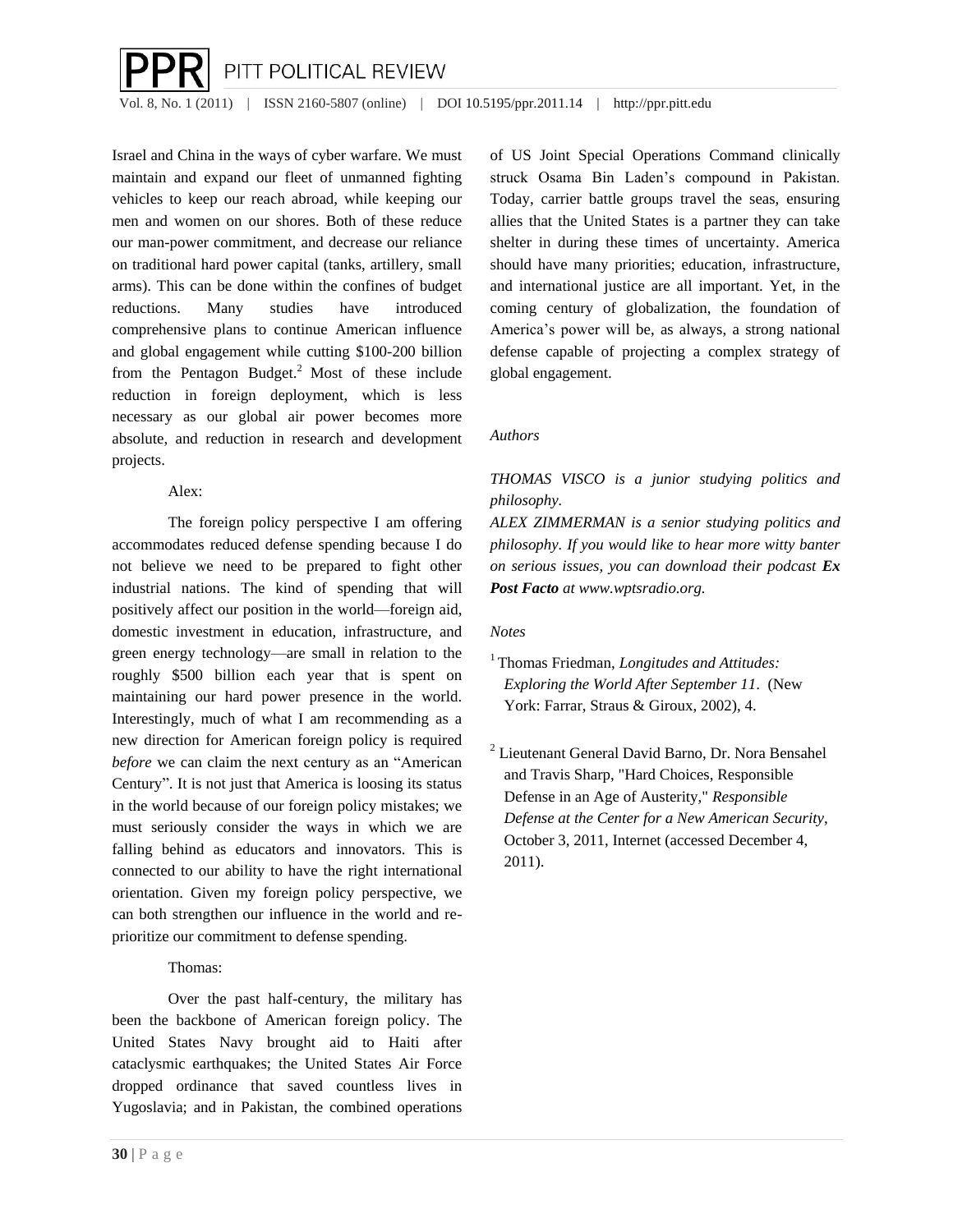Israel and China in the ways of cyber warfare. We must maintain and expand our fleet of unmanned fighting vehicles to keep our reach abroad, while keeping our men and women on our shores. Both of these reduce our man-power commitment, and decrease our reliance on traditional hard power capital (tanks, artillery, small arms). This can be done within the confines of budget reductions. Many studies have introduced comprehensive plans to continue American influence and global engagement while cutting $100-200 billion from the Pentagon Budget.[2] Most of these include reduction in foreign deployment, which is less necessary as our global air power becomes more absolute, and reduction in research and development projects.

Alex:

The foreign policy perspective I am offering accommodates reduced defense spending because I do not believe we need to be prepared to fight other industrial nations. The kind of spending that will positively affect our position in the world—foreign aid, domestic investment in education, infrastructure, and green energy technology—are small in relation to the roughly $500 billion each year that is spent on maintaining our hard power presence in the world. Interestingly, much of what I am recommending as a new direction for American foreign policy is required *before* we can claim the next century as an "American Century". It is not just that America is loosing its status in the world because of our foreign policy mistakes; we must seriously consider the ways in which we are falling behind as educators and innovators. This is connected to our ability to have the right international orientation. Given my foreign policy perspective, we can both strengthen our influence in the world and re-prioritize our commitment to defense spending.

Thomas:

Over the past half-century, the military has been the backbone of American foreign policy. The United States Navy brought aid to Haiti after cataclysmic earthquakes; the United States Air Force dropped ordinance that saved countless lives in Yugoslavia; and in Pakistan, the combined operations of US Joint Special Operations Command clinically struck Osama Bin Laden's compound in Pakistan. Today, carrier battle groups travel the seas, ensuring allies that the United States is a partner they can take shelter in during these times of uncertainty. America should have many priorities; education, infrastructure, and international justice are all important. Yet, in the coming century of globalization, the foundation of America's power will be, as always, a strong national defense capable of projecting a complex strategy of global engagement.

*Authors*

*THOMAS VISCO is a junior studying politics and philosophy.*

*ALEX ZIMMERMAN is a senior studying politics and philosophy. If you would like to hear more witty banter on serious issues, you can download their podcast* ***Ex Post Facto*** *at www.wptsradio.org.*

*Notes*

[1] Thomas Friedman, *Longitudes and Attitudes: Exploring the World After September 11*. (New York: Farrar, Straus & Giroux, 2002), 4.

[2] Lieutenant General David Barno, Dr. Nora Bensahel and Travis Sharp, "Hard Choices, Responsible Defense in an Age of Austerity," *Responsible Defense at the Center for a New American Security*, October 3, 2011, Internet (accessed December 4, 2011).